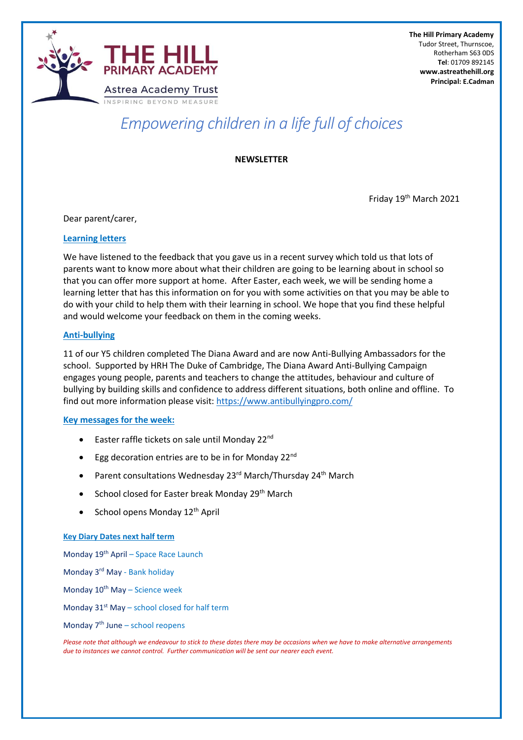# THE HILL PRIMARY ACADEMY

Astrea Academy Trust

INSPIRING BEYOND MEASURE

**The Hill Primary Academy**
Tudor Street, Thurnscoe,
Rotherham S63 0DS
**Tel**: 01709 892145
**www.astreathehill.org**
**Principal: E.Cadman**

*Empowering children in a life full of choices*

**NEWSLETTER**

Friday 19th March 2021

Dear parent/carer,

## Learning letters

We have listened to the feedback that you gave us in a recent survey which told us that lots of parents want to know more about what their children are going to be learning about in school so that you can offer more support at home. After Easter, each week, we will be sending home a learning letter that has this information on for you with some activities on that you may be able to do with your child to help them with their learning in school. We hope that you find these helpful and would welcome your feedback on them in the coming weeks.

## Anti-bullying

11 of our Y5 children completed The Diana Award and are now Anti-Bullying Ambassadors for the school. Supported by HRH The Duke of Cambridge, The Diana Award Anti-Bullying Campaign engages young people, parents and teachers to change the attitudes, behaviour and culture of bullying by building skills and confidence to address different situations, both online and offline. To find out more information please visit: https://www.antibullyingpro.com/

## Key messages for the week:

- Easter raffle tickets on sale until Monday 22nd
- Egg decoration entries are to be in for Monday 22nd
- Parent consultations Wednesday 23rd March/Thursday 24th March
- School closed for Easter break Monday 29th March
- School opens Monday 12th April

## Key Diary Dates next half term

Monday 19th April – Space Race Launch

Monday 3rd May - Bank holiday

Monday 10th May – Science week

Monday 31st May – school closed for half term

Monday 7th June – school reopens

*Please note that although we endeavour to stick to these dates there may be occasions when we have to make alternative arrangements due to instances we cannot control. Further communication will be sent our nearer each event.*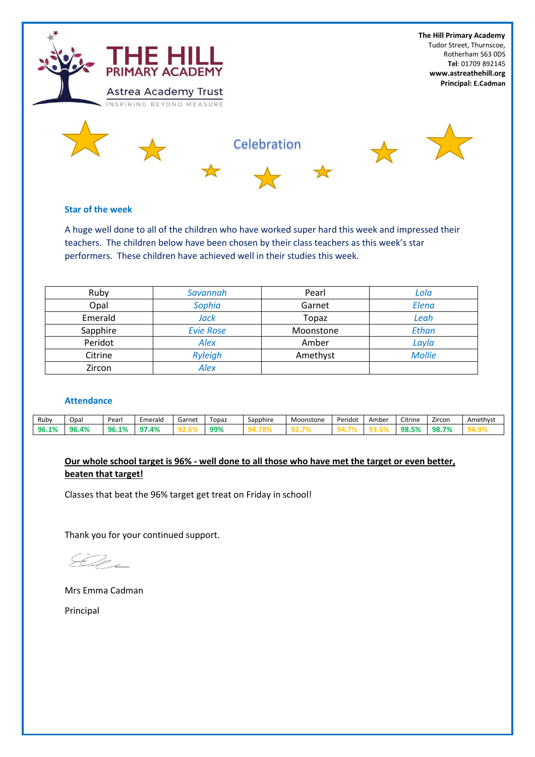**The Hill Primary Academy**
Tudor Street, Thurnscoe,
Rotherham S63 0DS
**Tel**: 01709 892145
**www.astreathehill.org**
**Principal: E.Cadman**

THE HILL PRIMARY ACADEMY
Astrea Academy Trust
INSPIRING BEYOND MEASURE

# Celebration

## Star of the week

A huge well done to all of the children who have worked super hard this week and impressed their teachers. The children below have been chosen by their class teachers as this week's star performers. These children have achieved well in their studies this week.

| | | | |
|---|---|---|---|
| Ruby | *Savannah* | Pearl | *Lola* |
| Opal | *Sophia* | Garnet | *Elena* |
| Emerald | *Jack* | Topaz | *Leah* |
| Sapphire | *Evie Rose* | Moonstone | *Ethan* |
| Peridot | *Alex* | Amber | *Layla* |
| Citrine | *Ryleigh* | Amethyst | *Mollie* |
| Zircon | *Alex* | | |

## Attendance

| Ruby | Opal | Pearl | Emerald | Garnet | Topaz | Sapphire | Moonstone | Peridot | Amber | Citrine | Zircon | Amethyst |
|---|---|---|---|---|---|---|---|---|---|---|---|---|
| **96.1%** | **96.4%** | **96.1%** | **97.4%** | **92.6%** | **99%** | **94.78%** | **92.7%** | **94.7%** | **93.5%** | **98.5%** | **98.7%** | **94.9%** |

**Our whole school target is 96% - well done to all those who have met the target or even better, beaten that target!**

Classes that beat the 96% target get treat on Friday in school!

Thank you for your continued support.

Mrs Emma Cadman

Principal